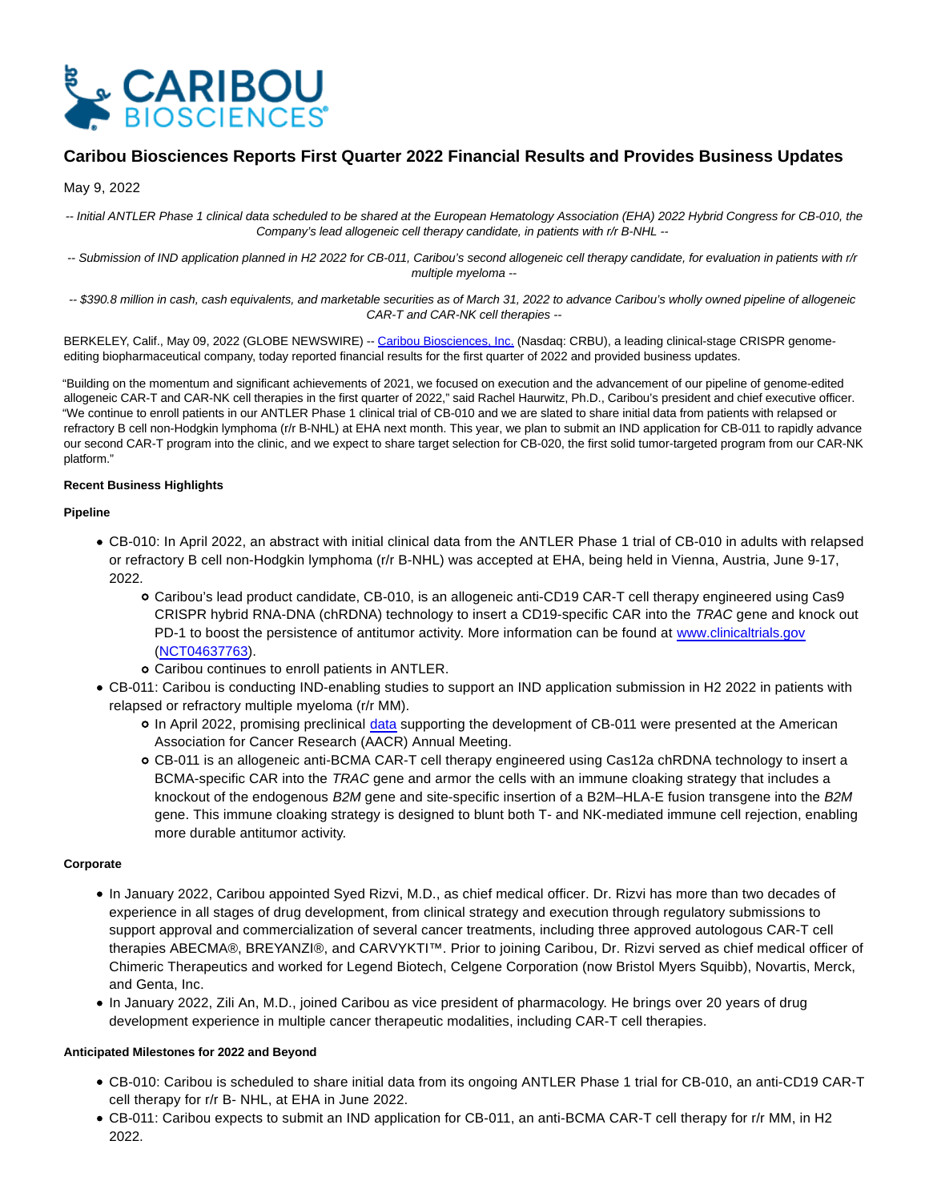# Caribou Biosciences Reports First Quarter 2022 Financial Results and Provides Business Updates

May 9, 2022

*-- Initial ANTLER Phase 1 clinical data scheduled to be shared at the European Hematology Association (EHA) 2022 Hybrid Congress for CB-010, the Company's lead allogeneic cell therapy candidate, in patients with r/r B-NHL --*

*-- Submission of IND application planned in H2 2022 for CB-011, Caribou's second allogeneic cell therapy candidate, for evaluation in patients with r/r multiple myeloma --*

*-- $390.8 million in cash, cash equivalents, and marketable securities as of March 31, 2022 to advance Caribou's wholly owned pipeline of allogeneic CAR-T and CAR-NK cell therapies --*

BERKELEY, Calif., May 09, 2022 (GLOBE NEWSWIRE) -- Caribou Biosciences, Inc. (Nasdaq: CRBU), a leading clinical-stage CRISPR genome-editing biopharmaceutical company, today reported financial results for the first quarter of 2022 and provided business updates.

"Building on the momentum and significant achievements of 2021, we focused on execution and the advancement of our pipeline of genome-edited allogeneic CAR-T and CAR-NK cell therapies in the first quarter of 2022," said Rachel Haurwitz, Ph.D., Caribou's president and chief executive officer. "We continue to enroll patients in our ANTLER Phase 1 clinical trial of CB-010 and we are slated to share initial data from patients with relapsed or refractory B cell non-Hodgkin lymphoma (r/r B-NHL) at EHA next month. This year, we plan to submit an IND application for CB-011 to rapidly advance our second CAR-T program into the clinic, and we expect to share target selection for CB-020, the first solid tumor-targeted program from our CAR-NK platform."

**Recent Business Highlights**

**Pipeline**

- CB-010: In April 2022, an abstract with initial clinical data from the ANTLER Phase 1 trial of CB-010 in adults with relapsed or refractory B cell non-Hodgkin lymphoma (r/r B-NHL) was accepted at EHA, being held in Vienna, Austria, June 9-17, 2022.
  - Caribou's lead product candidate, CB-010, is an allogeneic anti-CD19 CAR-T cell therapy engineered using Cas9 CRISPR hybrid RNA-DNA (chRDNA) technology to insert a CD19-specific CAR into the *TRAC* gene and knock out PD-1 to boost the persistence of antitumor activity. More information can be found at www.clinicaltrials.gov (NCT04637763).
  - Caribou continues to enroll patients in ANTLER.
- CB-011: Caribou is conducting IND-enabling studies to support an IND application submission in H2 2022 in patients with relapsed or refractory multiple myeloma (r/r MM).
  - In April 2022, promising preclinical data supporting the development of CB-011 were presented at the American Association for Cancer Research (AACR) Annual Meeting.
  - CB-011 is an allogeneic anti-BCMA CAR-T cell therapy engineered using Cas12a chRDNA technology to insert a BCMA-specific CAR into the *TRAC* gene and armor the cells with an immune cloaking strategy that includes a knockout of the endogenous *B2M* gene and site-specific insertion of a B2M–HLA-E fusion transgene into the *B2M* gene. This immune cloaking strategy is designed to blunt both T- and NK-mediated immune cell rejection, enabling more durable antitumor activity.

**Corporate**

- In January 2022, Caribou appointed Syed Rizvi, M.D., as chief medical officer. Dr. Rizvi has more than two decades of experience in all stages of drug development, from clinical strategy and execution through regulatory submissions to support approval and commercialization of several cancer treatments, including three approved autologous CAR-T cell therapies ABECMA®, BREYANZI®, and CARVYKTI™. Prior to joining Caribou, Dr. Rizvi served as chief medical officer of Chimeric Therapeutics and worked for Legend Biotech, Celgene Corporation (now Bristol Myers Squibb), Novartis, Merck, and Genta, Inc.
- In January 2022, Zili An, M.D., joined Caribou as vice president of pharmacology. He brings over 20 years of drug development experience in multiple cancer therapeutic modalities, including CAR-T cell therapies.

**Anticipated Milestones for 2022 and Beyond**

- CB-010: Caribou is scheduled to share initial data from its ongoing ANTLER Phase 1 trial for CB-010, an anti-CD19 CAR-T cell therapy for r/r B- NHL, at EHA in June 2022.
- CB-011: Caribou expects to submit an IND application for CB-011, an anti-BCMA CAR-T cell therapy for r/r MM, in H2 2022.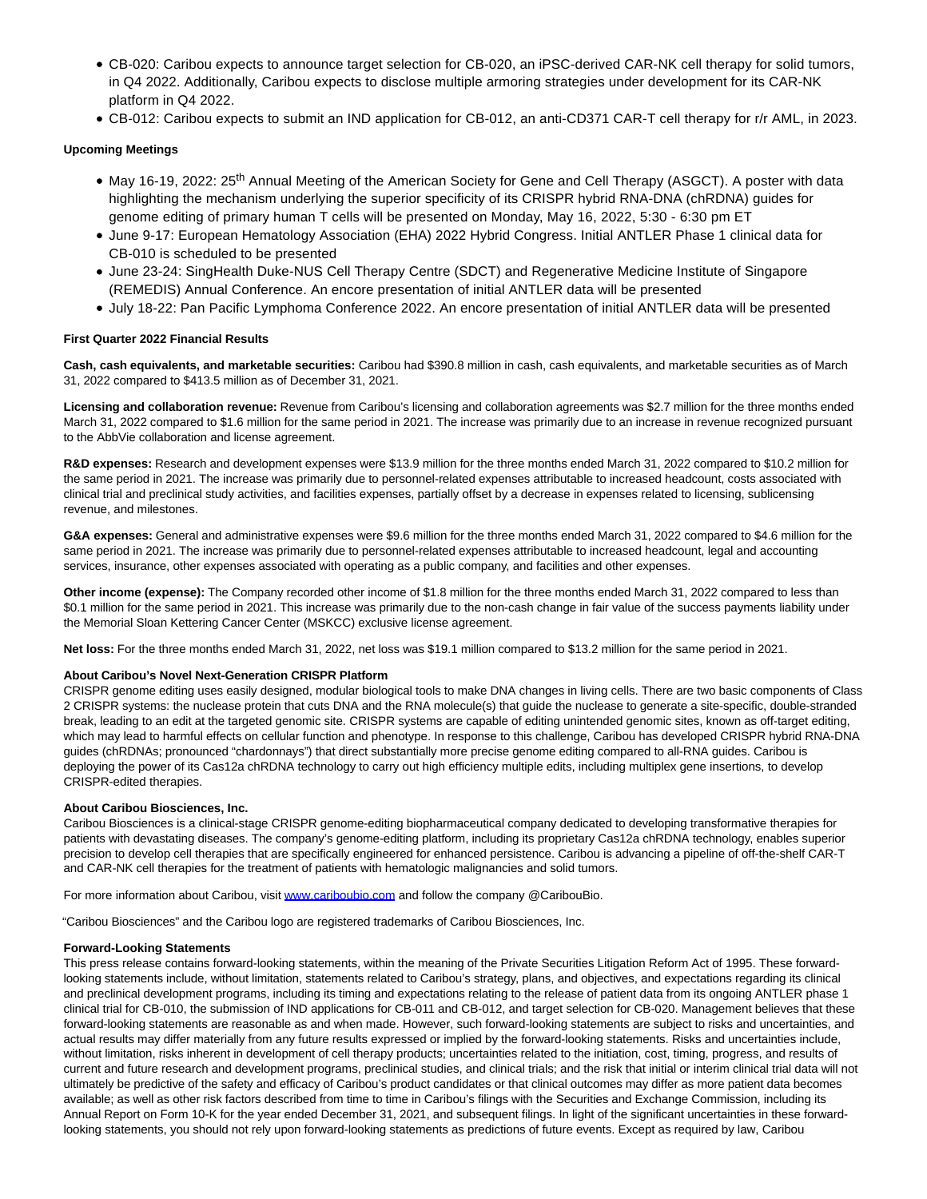- CB-020: Caribou expects to announce target selection for CB-020, an iPSC-derived CAR-NK cell therapy for solid tumors, in Q4 2022. Additionally, Caribou expects to disclose multiple armoring strategies under development for its CAR-NK platform in Q4 2022.
- CB-012: Caribou expects to submit an IND application for CB-012, an anti-CD371 CAR-T cell therapy for r/r AML, in 2023.

**Upcoming Meetings**

- May 16-19, 2022: 25th Annual Meeting of the American Society for Gene and Cell Therapy (ASGCT). A poster with data highlighting the mechanism underlying the superior specificity of its CRISPR hybrid RNA-DNA (chRDNA) guides for genome editing of primary human T cells will be presented on Monday, May 16, 2022, 5:30 - 6:30 pm ET
- June 9-17: European Hematology Association (EHA) 2022 Hybrid Congress. Initial ANTLER Phase 1 clinical data for CB-010 is scheduled to be presented
- June 23-24: SingHealth Duke-NUS Cell Therapy Centre (SDCT) and Regenerative Medicine Institute of Singapore (REMEDIS) Annual Conference. An encore presentation of initial ANTLER data will be presented
- July 18-22: Pan Pacific Lymphoma Conference 2022. An encore presentation of initial ANTLER data will be presented

**First Quarter 2022 Financial Results**

**Cash, cash equivalents, and marketable securities:** Caribou had $390.8 million in cash, cash equivalents, and marketable securities as of March 31, 2022 compared to $413.5 million as of December 31, 2021.

**Licensing and collaboration revenue:** Revenue from Caribou's licensing and collaboration agreements was $2.7 million for the three months ended March 31, 2022 compared to $1.6 million for the same period in 2021. The increase was primarily due to an increase in revenue recognized pursuant to the AbbVie collaboration and license agreement.

**R&D expenses:** Research and development expenses were $13.9 million for the three months ended March 31, 2022 compared to $10.2 million for the same period in 2021. The increase was primarily due to personnel-related expenses attributable to increased headcount, costs associated with clinical trial and preclinical study activities, and facilities expenses, partially offset by a decrease in expenses related to licensing, sublicensing revenue, and milestones.

**G&A expenses:** General and administrative expenses were $9.6 million for the three months ended March 31, 2022 compared to $4.6 million for the same period in 2021. The increase was primarily due to personnel-related expenses attributable to increased headcount, legal and accounting services, insurance, other expenses associated with operating as a public company, and facilities and other expenses.

**Other income (expense):** The Company recorded other income of $1.8 million for the three months ended March 31, 2022 compared to less than $0.1 million for the same period in 2021. This increase was primarily due to the non-cash change in fair value of the success payments liability under the Memorial Sloan Kettering Cancer Center (MSKCC) exclusive license agreement.

**Net loss:** For the three months ended March 31, 2022, net loss was $19.1 million compared to $13.2 million for the same period in 2021.

**About Caribou's Novel Next-Generation CRISPR Platform**

CRISPR genome editing uses easily designed, modular biological tools to make DNA changes in living cells. There are two basic components of Class 2 CRISPR systems: the nuclease protein that cuts DNA and the RNA molecule(s) that guide the nuclease to generate a site-specific, double-stranded break, leading to an edit at the targeted genomic site. CRISPR systems are capable of editing unintended genomic sites, known as off-target editing, which may lead to harmful effects on cellular function and phenotype. In response to this challenge, Caribou has developed CRISPR hybrid RNA-DNA guides (chRDNAs; pronounced "chardonnays") that direct substantially more precise genome editing compared to all-RNA guides. Caribou is deploying the power of its Cas12a chRDNA technology to carry out high efficiency multiple edits, including multiplex gene insertions, to develop CRISPR-edited therapies.

**About Caribou Biosciences, Inc.**

Caribou Biosciences is a clinical-stage CRISPR genome-editing biopharmaceutical company dedicated to developing transformative therapies for patients with devastating diseases. The company's genome-editing platform, including its proprietary Cas12a chRDNA technology, enables superior precision to develop cell therapies that are specifically engineered for enhanced persistence. Caribou is advancing a pipeline of off-the-shelf CAR-T and CAR-NK cell therapies for the treatment of patients with hematologic malignancies and solid tumors.

For more information about Caribou, visit www.cariboubio.com and follow the company @CaribouBio.

"Caribou Biosciences" and the Caribou logo are registered trademarks of Caribou Biosciences, Inc.

**Forward-Looking Statements**

This press release contains forward-looking statements, within the meaning of the Private Securities Litigation Reform Act of 1995. These forward-looking statements include, without limitation, statements related to Caribou's strategy, plans, and objectives, and expectations regarding its clinical and preclinical development programs, including its timing and expectations relating to the release of patient data from its ongoing ANTLER phase 1 clinical trial for CB-010, the submission of IND applications for CB-011 and CB-012, and target selection for CB-020. Management believes that these forward-looking statements are reasonable as and when made. However, such forward-looking statements are subject to risks and uncertainties, and actual results may differ materially from any future results expressed or implied by the forward-looking statements. Risks and uncertainties include, without limitation, risks inherent in development of cell therapy products; uncertainties related to the initiation, cost, timing, progress, and results of current and future research and development programs, preclinical studies, and clinical trials; and the risk that initial or interim clinical trial data will not ultimately be predictive of the safety and efficacy of Caribou's product candidates or that clinical outcomes may differ as more patient data becomes available; as well as other risk factors described from time to time in Caribou's filings with the Securities and Exchange Commission, including its Annual Report on Form 10-K for the year ended December 31, 2021, and subsequent filings. In light of the significant uncertainties in these forward-looking statements, you should not rely upon forward-looking statements as predictions of future events. Except as required by law, Caribou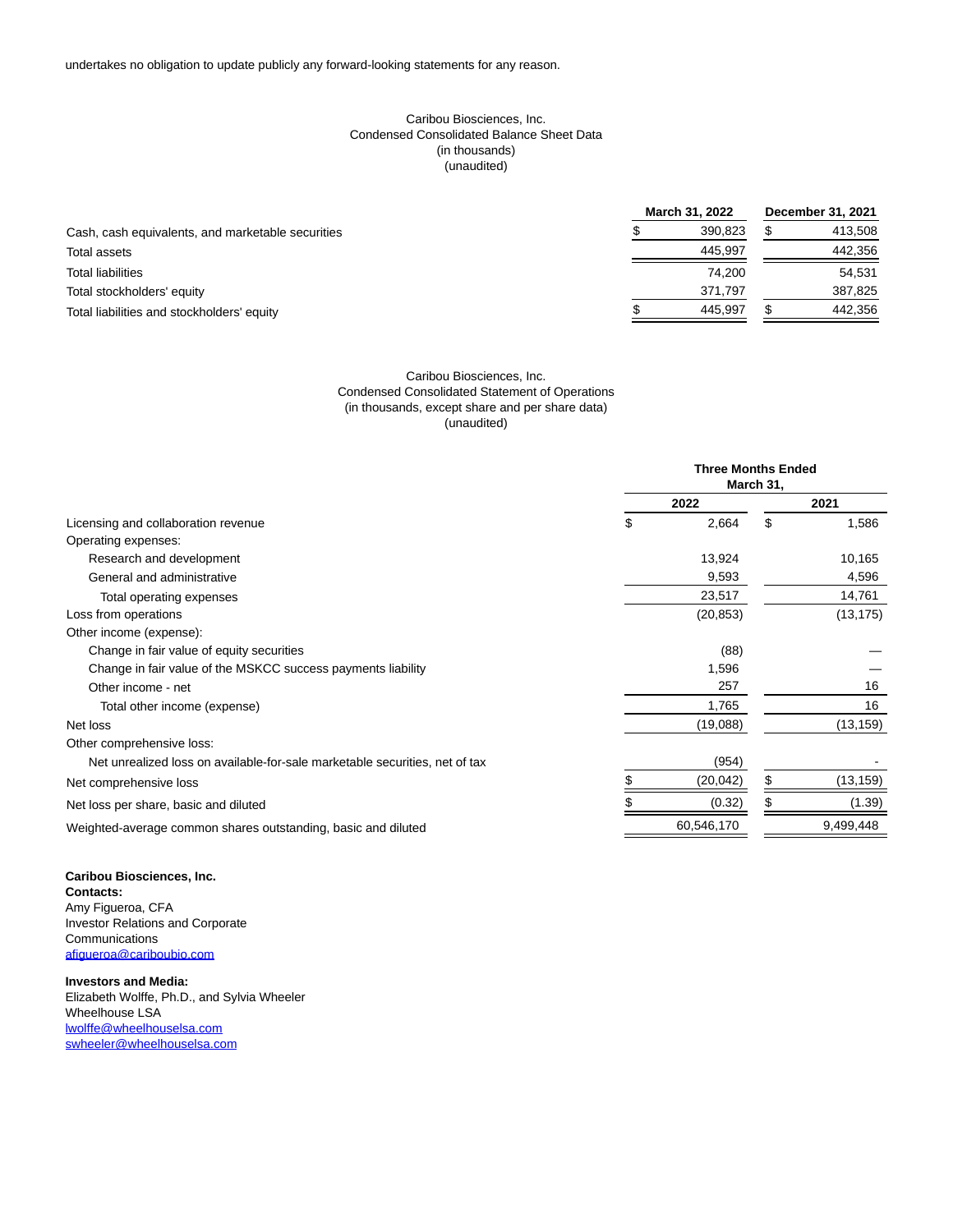undertakes no obligation to update publicly any forward-looking statements for any reason.

Caribou Biosciences, Inc.
Condensed Consolidated Balance Sheet Data
(in thousands)
(unaudited)

| | March 31, 2022 | December 31, 2021 |
|---|---|---|
| Cash, cash equivalents, and marketable securities | $ 390,823 | $ 413,508 |
| Total assets | 445,997 | 442,356 |
| Total liabilities | 74,200 | 54,531 |
| Total stockholders' equity | 371,797 | 387,825 |
| Total liabilities and stockholders' equity | $ 445,997 | $ 442,356 |

Caribou Biosciences, Inc.
Condensed Consolidated Statement of Operations
(in thousands, except share and per share data)
(unaudited)

| | Three Months Ended March 31, | |
|---|---|---|
| | 2022 | 2021 |
| Licensing and collaboration revenue | $ 2,664 | $ 1,586 |
| Operating expenses: | | |
| Research and development | 13,924 | 10,165 |
| General and administrative | 9,593 | 4,596 |
| Total operating expenses | 23,517 | 14,761 |
| Loss from operations | (20,853) | (13,175) |
| Other income (expense): | | |
| Change in fair value of equity securities | (88) | — |
| Change in fair value of the MSKCC success payments liability | 1,596 | — |
| Other income - net | 257 | 16 |
| Total other income (expense) | 1,765 | 16 |
| Net loss | (19,088) | (13,159) |
| Other comprehensive loss: | | |
| Net unrealized loss on available-for-sale marketable securities, net of tax | (954) | - |
| Net comprehensive loss | $ (20,042) | $ (13,159) |
| Net loss per share, basic and diluted | $ (0.32) | $ (1.39) |
| Weighted-average common shares outstanding, basic and diluted | 60,546,170 | 9,499,448 |

**Caribou Biosciences, Inc.**
**Contacts:**
Amy Figueroa, CFA
Investor Relations and Corporate Communications
afigueroa@cariboubio.com

**Investors and Media:**
Elizabeth Wolffe, Ph.D., and Sylvia Wheeler
Wheelhouse LSA
lwolffe@wheelhouselsa.com
swheeler@wheelhouselsa.com